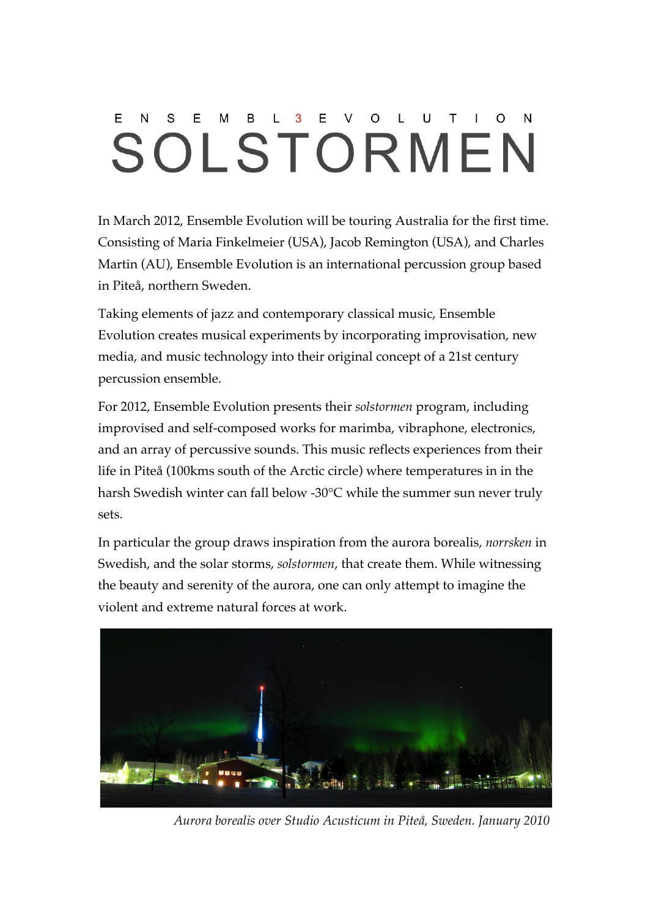E N S E M B L 3 E V O L U T I O N

# SOLSTORMEN

In March 2012, Ensemble Evolution will be touring Australia for the first time. Consisting of Maria Finkelmeier (USA), Jacob Remington (USA), and Charles Martin (AU), Ensemble Evolution is an international percussion group based in Piteå, northern Sweden.

Taking elements of jazz and contemporary classical music, Ensemble Evolution creates musical experiments by incorporating improvisation, new media, and music technology into their original concept of a 21st century percussion ensemble.

For 2012, Ensemble Evolution presents their *solstormen* program, including improvised and self-composed works for marimba, vibraphone, electronics, and an array of percussive sounds. This music reflects experiences from their life in Piteå (100kms south of the Arctic circle) where temperatures in in the harsh Swedish winter can fall below -30°C while the summer sun never truly sets.

In particular the group draws inspiration from the aurora borealis, *norrsken* in Swedish, and the solar storms, *solstormen*, that create them. While witnessing the beauty and serenity of the aurora, one can only attempt to imagine the violent and extreme natural forces at work.

*Aurora borealis over Studio Acusticum in Piteå, Sweden. January 2010*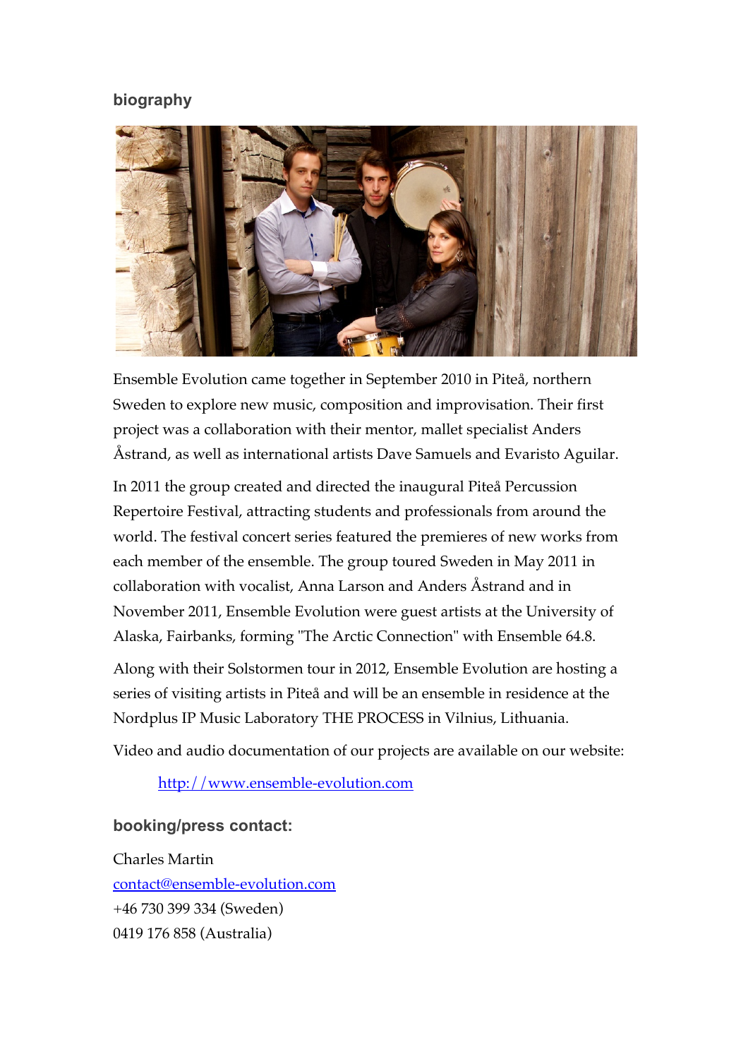## biography

Ensemble Evolution came together in September 2010 in Piteå, northern Sweden to explore new music, composition and improvisation. Their first project was a collaboration with their mentor, mallet specialist Anders Åstrand, as well as international artists Dave Samuels and Evaristo Aguilar.

In 2011 the group created and directed the inaugural Piteå Percussion Repertoire Festival, attracting students and professionals from around the world. The festival concert series featured the premieres of new works from each member of the ensemble. The group toured Sweden in May 2011 in collaboration with vocalist, Anna Larson and Anders Åstrand and in November 2011, Ensemble Evolution were guest artists at the University of Alaska, Fairbanks, forming "The Arctic Connection" with Ensemble 64.8.

Along with their Solstormen tour in 2012, Ensemble Evolution are hosting a series of visiting artists in Piteå and will be an ensemble in residence at the Nordplus IP Music Laboratory THE PROCESS in Vilnius, Lithuania.

Video and audio documentation of our projects are available on our website:

[http://www.ensemble-evolution.com](http://www.ensemble-evolution.com)

## booking/press contact:

Charles Martin
[contact@ensemble-evolution.com](mailto:contact@ensemble-evolution.com)
+46 730 399 334 (Sweden)
0419 176 858 (Australia)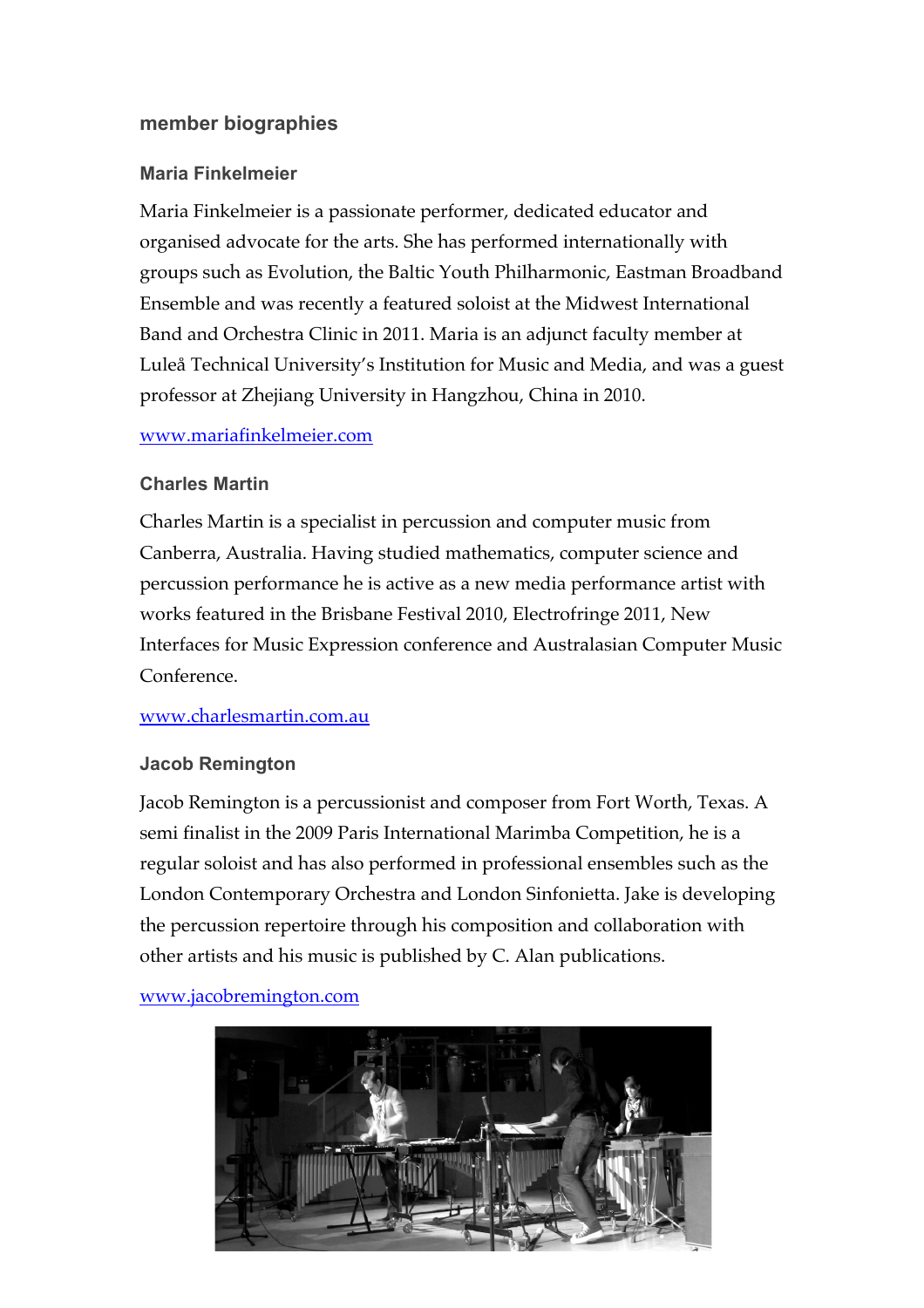## member biographies

### Maria Finkelmeier

Maria Finkelmeier is a passionate performer, dedicated educator and organised advocate for the arts. She has performed internationally with groups such as Evolution, the Baltic Youth Philharmonic, Eastman Broadband Ensemble and was recently a featured soloist at the Midwest International Band and Orchestra Clinic in 2011. Maria is an adjunct faculty member at Luleå Technical University's Institution for Music and Media, and was a guest professor at Zhejiang University in Hangzhou, China in 2010.

[www.mariafinkelmeier.com](http://www.mariafinkelmeier.com)

### Charles Martin

Charles Martin is a specialist in percussion and computer music from Canberra, Australia. Having studied mathematics, computer science and percussion performance he is active as a new media performance artist with works featured in the Brisbane Festival 2010, Electrofringe 2011, New Interfaces for Music Expression conference and Australasian Computer Music Conference.

[www.charlesmartin.com.au](http://www.charlesmartin.com.au)

### Jacob Remington

Jacob Remington is a percussionist and composer from Fort Worth, Texas. A semi finalist in the 2009 Paris International Marimba Competition, he is a regular soloist and has also performed in professional ensembles such as the London Contemporary Orchestra and London Sinfonietta. Jake is developing the percussion repertoire through his composition and collaboration with other artists and his music is published by C. Alan publications.

[www.jacobremington.com](http://www.jacobremington.com)